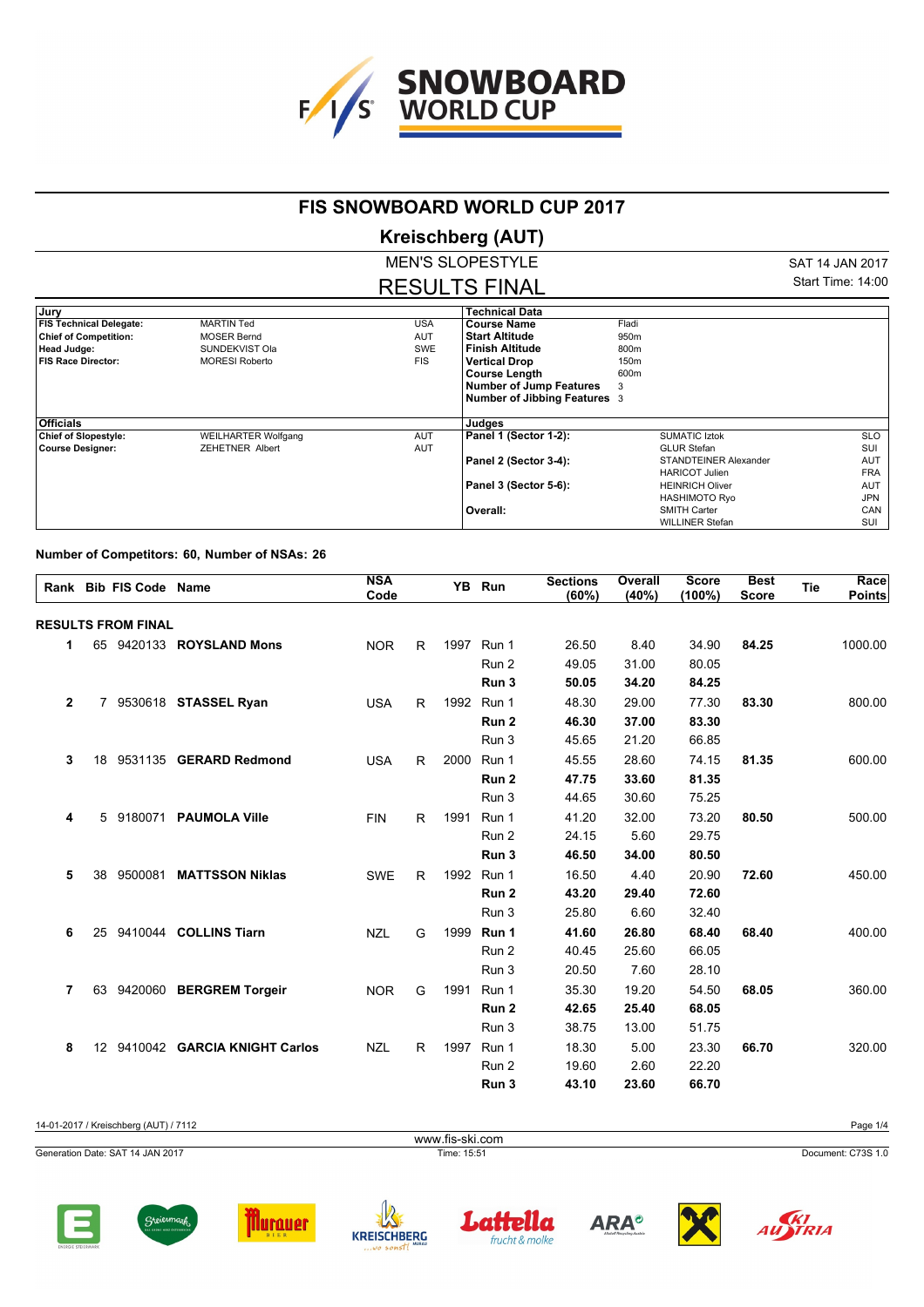# FIS SNOWBOARD WORLD CUP 2017

## Kreischberg (AUT)

### MEN'S SLOPESTYLE

### RESULTS FINAL

SAT 14 JAN 2017
Start Time: 14:00

| Jury | | | Technical Data | |
|---|---|---|---|---|
| **FIS Technical Delegate:** | MARTIN Ted | USA | **Course Name** | Fladi |
| **Chief of Competition:** | MOSER Bernd | AUT | **Start Altitude** | 950m |
| **Head Judge:** | SUNDEKVIST Ola | SWE | **Finish Altitude** | 800m |
| **FIS Race Director:** | MORESI Roberto | FIS | **Vertical Drop** | 150m |
| | | | **Course Length** | 600m |
| | | | **Number of Jump Features** | 3 |
| | | | **Number of Jibbing Features** | 3 |

| Officials | | |
|---|---|---|
| **Chief of Slopestyle:** | WEILHARTER Wolfgang | AUT |
| **Course Designer:** | ZEHETNER Albert | AUT |

| Judges | | |
|---|---|---|
| **Panel 1 (Sector 1-2):** | SUMATIC Iztok | SLO |
| | GLUR Stefan | SUI |
| **Panel 2 (Sector 3-4):** | STANDTEINER Alexander | AUT |
| | HARICOT Julien | FRA |
| **Panel 3 (Sector 5-6):** | HEINRICH Oliver | AUT |
| | HASHIMOTO Ryo | JPN |
| **Overall:** | SMITH Carter | CAN |
| | WILLINER Stefan | SUI |

**Number of Competitors: 60, Number of NSAs: 26**

| Rank | Bib | FIS Code | Name | NSA Code | | YB | Run | Sections (60%) | Overall (40%) | Score (100%) | Best Score | Tie | Race Points |
|---|---|---|---|---|---|---|---|---|---|---|---|---|---|
| **RESULTS FROM FINAL** | | | | | | | | | | | | | |
| 1 | 65 | 9420133 | **ROYSLAND Mons** | NOR | R | 1997 | Run 1 | 26.50 | 8.40 | 34.90 | **84.25** | | 1000.00 |
| | | | | | | | Run 2 | 49.05 | 31.00 | 80.05 | | | |
| | | | | | | | **Run 3** | **50.05** | **34.20** | **84.25** | | | |
| 2 | 7 | 9530618 | **STASSEL Ryan** | USA | R | 1992 | Run 1 | 48.30 | 29.00 | 77.30 | **83.30** | | 800.00 |
| | | | | | | | **Run 2** | **46.30** | **37.00** | **83.30** | | | |
| | | | | | | | Run 3 | 45.65 | 21.20 | 66.85 | | | |
| 3 | 18 | 9531135 | **GERARD Redmond** | USA | R | 2000 | Run 1 | 45.55 | 28.60 | 74.15 | **81.35** | | 600.00 |
| | | | | | | | **Run 2** | **47.75** | **33.60** | **81.35** | | | |
| | | | | | | | Run 3 | 44.65 | 30.60 | 75.25 | | | |
| 4 | 5 | 9180071 | **PAUMOLA Ville** | FIN | R | 1991 | Run 1 | 41.20 | 32.00 | 73.20 | **80.50** | | 500.00 |
| | | | | | | | Run 2 | 24.15 | 5.60 | 29.75 | | | |
| | | | | | | | **Run 3** | **46.50** | **34.00** | **80.50** | | | |
| 5 | 38 | 9500081 | **MATTSSON Niklas** | SWE | R | 1992 | Run 1 | 16.50 | 4.40 | 20.90 | **72.60** | | 450.00 |
| | | | | | | | **Run 2** | **43.20** | **29.40** | **72.60** | | | |
| | | | | | | | Run 3 | 25.80 | 6.60 | 32.40 | | | |
| 6 | 25 | 9410044 | **COLLINS Tiarn** | NZL | G | 1999 | **Run 1** | **41.60** | **26.80** | **68.40** | **68.40** | | 400.00 |
| | | | | | | | Run 2 | 40.45 | 25.60 | 66.05 | | | |
| | | | | | | | Run 3 | 20.50 | 7.60 | 28.10 | | | |
| 7 | 63 | 9420060 | **BERGREM Torgeir** | NOR | G | 1991 | Run 1 | 35.30 | 19.20 | 54.50 | **68.05** | | 360.00 |
| | | | | | | | **Run 2** | **42.65** | **25.40** | **68.05** | | | |
| | | | | | | | Run 3 | 38.75 | 13.00 | 51.75 | | | |
| 8 | 12 | 9410042 | **GARCIA KNIGHT Carlos** | NZL | R | 1997 | Run 1 | 18.30 | 5.00 | 23.30 | **66.70** | | 320.00 |
| | | | | | | | Run 2 | 19.60 | 2.60 | 22.20 | | | |
| | | | | | | | **Run 3** | **43.10** | **23.60** | **66.70** | | | |

14-01-2017 / Kreischberg (AUT) / 7112
www.fis-ski.com
Generation Date: SAT 14 JAN 2017 — Time: 15:51 — Document: C73S 1.0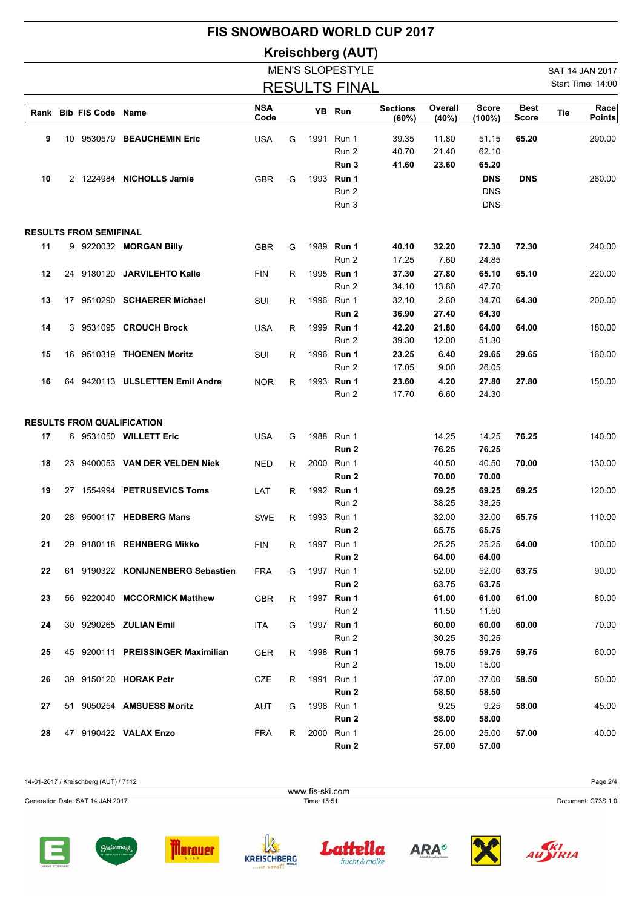# FIS SNOWBOARD WORLD CUP 2017

## Kreischberg (AUT)

MEN'S SLOPESTYLE

SAT 14 JAN 2017

## RESULTS FINAL

Start Time: 14:00

| Rank | Bib | FIS Code | Name | NSA Code | | YB | Run | Sections (60%) | Overall (40%) | Score (100%) | Best Score | Tie | Race Points |
|---|---|---|---|---|---|---|---|---|---|---|---|---|---|
| 9 | 10 | 9530579 | **BEAUCHEMIN Eric** | USA | G | 1991 | Run 1 | 39.35 | 11.80 | 51.15 | **65.20** | | 290.00 |
| | | | | | | | Run 2 | 40.70 | 21.40 | 62.10 | | | |
| | | | | | | | **Run 3** | **41.60** | **23.60** | **65.20** | | | |
| 10 | 2 | 1224984 | **NICHOLLS Jamie** | GBR | G | 1993 | **Run 1** | | | **DNS** | **DNS** | | 260.00 |
| | | | | | | | Run 2 | | | DNS | | | |
| | | | | | | | Run 3 | | | DNS | | | |
| **RESULTS FROM SEMIFINAL** | | | | | | | | | | | | | |
| 11 | 9 | 9220032 | **MORGAN Billy** | GBR | G | 1989 | **Run 1** | **40.10** | **32.20** | **72.30** | **72.30** | | 240.00 |
| | | | | | | | Run 2 | 17.25 | 7.60 | 24.85 | | | |
| 12 | 24 | 9180120 | **JARVILEHTO Kalle** | FIN | R | 1995 | **Run 1** | **37.30** | **27.80** | **65.10** | **65.10** | | 220.00 |
| | | | | | | | Run 2 | 34.10 | 13.60 | 47.70 | | | |
| 13 | 17 | 9510290 | **SCHAERER Michael** | SUI | R | 1996 | Run 1 | 32.10 | 2.60 | 34.70 | **64.30** | | 200.00 |
| | | | | | | | **Run 2** | **36.90** | **27.40** | **64.30** | | | |
| 14 | 3 | 9531095 | **CROUCH Brock** | USA | R | 1999 | **Run 1** | **42.20** | **21.80** | **64.00** | **64.00** | | 180.00 |
| | | | | | | | Run 2 | 39.30 | 12.00 | 51.30 | | | |
| 15 | 16 | 9510319 | **THOENEN Moritz** | SUI | R | 1996 | **Run 1** | **23.25** | **6.40** | **29.65** | **29.65** | | 160.00 |
| | | | | | | | Run 2 | 17.05 | 9.00 | 26.05 | | | |
| 16 | 64 | 9420113 | **ULSLETTEN Emil Andre** | NOR | R | 1993 | **Run 1** | **23.60** | **4.20** | **27.80** | **27.80** | | 150.00 |
| | | | | | | | Run 2 | 17.70 | 6.60 | 24.30 | | | |
| **RESULTS FROM QUALIFICATION** | | | | | | | | | | | | | |
| 17 | 6 | 9531050 | **WILLETT Eric** | USA | G | 1988 | Run 1 | | 14.25 | 14.25 | **76.25** | | 140.00 |
| | | | | | | | **Run 2** | | **76.25** | **76.25** | | | |
| 18 | 23 | 9400053 | **VAN DER VELDEN Niek** | NED | R | 2000 | Run 1 | | 40.50 | 40.50 | **70.00** | | 130.00 |
| | | | | | | | **Run 2** | | **70.00** | **70.00** | | | |
| 19 | 27 | 1554994 | **PETRUSEVICS Toms** | LAT | R | 1992 | **Run 1** | | **69.25** | **69.25** | **69.25** | | 120.00 |
| | | | | | | | Run 2 | | 38.25 | 38.25 | | | |
| 20 | 28 | 9500117 | **HEDBERG Mans** | SWE | R | 1993 | Run 1 | | 32.00 | 32.00 | **65.75** | | 110.00 |
| | | | | | | | **Run 2** | | **65.75** | **65.75** | | | |
| 21 | 29 | 9180118 | **REHNBERG Mikko** | FIN | R | 1997 | Run 1 | | 25.25 | 25.25 | **64.00** | | 100.00 |
| | | | | | | | **Run 2** | | **64.00** | **64.00** | | | |
| 22 | 61 | 9190322 | **KONIJNENBERG Sebastien** | FRA | G | 1997 | Run 1 | | 52.00 | 52.00 | **63.75** | | 90.00 |
| | | | | | | | **Run 2** | | **63.75** | **63.75** | | | |
| 23 | 56 | 9220040 | **MCCORMICK Matthew** | GBR | R | 1997 | **Run 1** | | **61.00** | **61.00** | **61.00** | | 80.00 |
| | | | | | | | Run 2 | | 11.50 | 11.50 | | | |
| 24 | 30 | 9290265 | **ZULIAN Emil** | ITA | G | 1997 | **Run 1** | | **60.00** | **60.00** | **60.00** | | 70.00 |
| | | | | | | | Run 2 | | 30.25 | 30.25 | | | |
| 25 | 45 | 9200111 | **PREISSINGER Maximilian** | GER | R | 1998 | **Run 1** | | **59.75** | **59.75** | **59.75** | | 60.00 |
| | | | | | | | Run 2 | | 15.00 | 15.00 | | | |
| 26 | 39 | 9150120 | **HORAK Petr** | CZE | R | 1991 | Run 1 | | 37.00 | 37.00 | **58.50** | | 50.00 |
| | | | | | | | **Run 2** | | **58.50** | **58.50** | | | |
| 27 | 51 | 9050254 | **AMSUESS Moritz** | AUT | G | 1998 | Run 1 | | 9.25 | 9.25 | **58.00** | | 45.00 |
| | | | | | | | **Run 2** | | **58.00** | **58.00** | | | |
| 28 | 47 | 9190422 | **VALAX Enzo** | FRA | R | 2000 | Run 1 | | 25.00 | 25.00 | **57.00** | | 40.00 |
| | | | | | | | **Run 2** | | **57.00** | **57.00** | | | |

14-01-2017 / Kreischberg (AUT) / 7112

www.fis-ski.com

Generation Date: SAT 14 JAN 2017 Time: 15:51 Document: C73S 1.0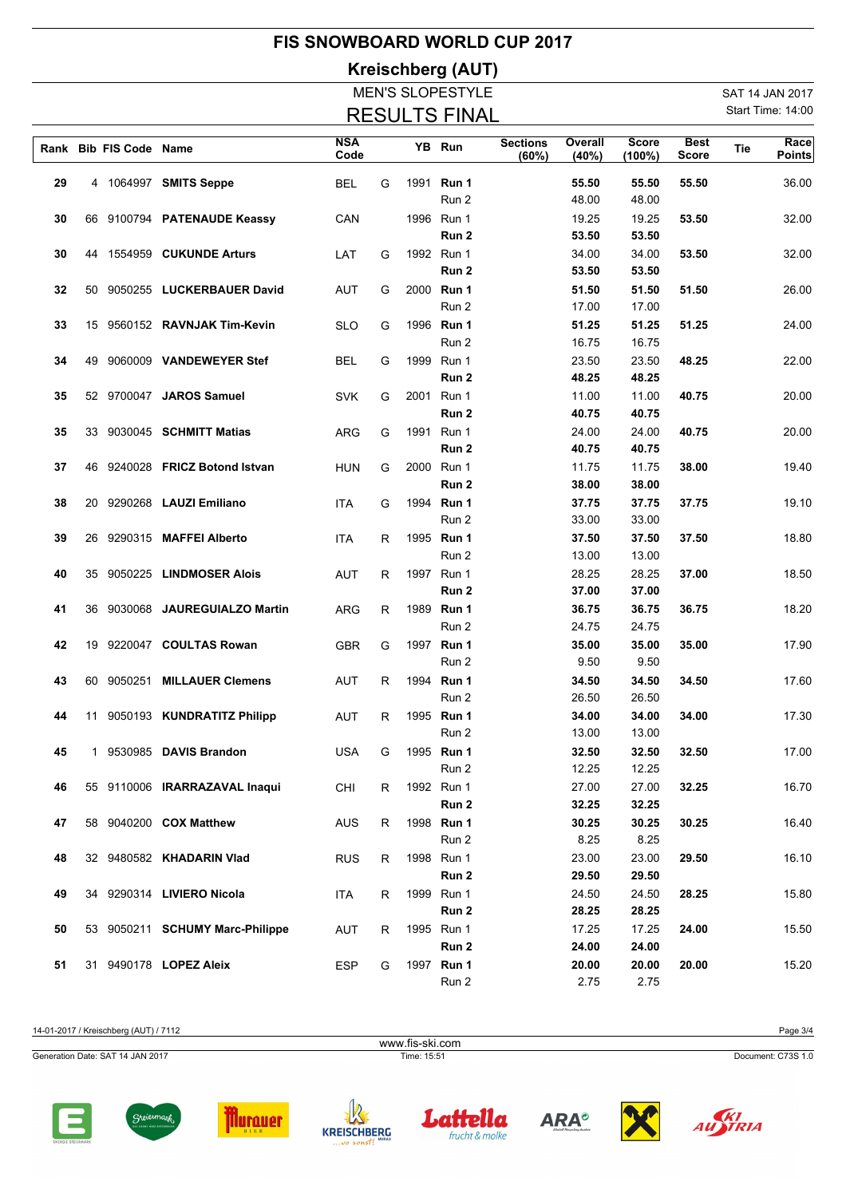# FIS SNOWBOARD WORLD CUP 2017

## Kreischberg (AUT)

### MEN'S SLOPESTYLE

### RESULTS FINAL

SAT 14 JAN 2017
Start Time: 14:00

| Rank | Bib | FIS Code | Name | NSA Code | | YB | Run | Sections (60%) | Overall (40%) | Score (100%) | Best Score | Tie | Race Points |
|---|---|---|---|---|---|---|---|---|---|---|---|---|---|
| 29 | 4 | 1064997 | **SMITS Seppe** | BEL | G | 1991 | **Run 1** | | **55.50** | **55.50** | **55.50** | | 36.00 |
| | | | | | | | Run 2 | | 48.00 | 48.00 | | | |
| 30 | 66 | 9100794 | **PATENAUDE Keassy** | CAN | | 1996 | Run 1 | | 19.25 | 19.25 | **53.50** | | 32.00 |
| | | | | | | | **Run 2** | | **53.50** | **53.50** | | | |
| 30 | 44 | 1554959 | **CUKUNDE Arturs** | LAT | G | 1992 | Run 1 | | 34.00 | 34.00 | **53.50** | | 32.00 |
| | | | | | | | **Run 2** | | **53.50** | **53.50** | | | |
| 32 | 50 | 9050255 | **LUCKERBAUER David** | AUT | G | 2000 | **Run 1** | | **51.50** | **51.50** | **51.50** | | 26.00 |
| | | | | | | | Run 2 | | 17.00 | 17.00 | | | |
| 33 | 15 | 9560152 | **RAVNJAK Tim-Kevin** | SLO | G | 1996 | **Run 1** | | **51.25** | **51.25** | **51.25** | | 24.00 |
| | | | | | | | Run 2 | | 16.75 | 16.75 | | | |
| 34 | 49 | 9060009 | **VANDEWEYER Stef** | BEL | G | 1999 | Run 1 | | 23.50 | 23.50 | **48.25** | | 22.00 |
| | | | | | | | **Run 2** | | **48.25** | **48.25** | | | |
| 35 | 52 | 9700047 | **JAROS Samuel** | SVK | G | 2001 | Run 1 | | 11.00 | 11.00 | **40.75** | | 20.00 |
| | | | | | | | **Run 2** | | **40.75** | **40.75** | | | |
| 35 | 33 | 9030045 | **SCHMITT Matias** | ARG | G | 1991 | Run 1 | | 24.00 | 24.00 | **40.75** | | 20.00 |
| | | | | | | | **Run 2** | | **40.75** | **40.75** | | | |
| 37 | 46 | 9240028 | **FRICZ Botond Istvan** | HUN | G | 2000 | Run 1 | | 11.75 | 11.75 | **38.00** | | 19.40 |
| | | | | | | | **Run 2** | | **38.00** | **38.00** | | | |
| 38 | 20 | 9290268 | **LAUZI Emiliano** | ITA | G | 1994 | **Run 1** | | **37.75** | **37.75** | **37.75** | | 19.10 |
| | | | | | | | Run 2 | | 33.00 | 33.00 | | | |
| 39 | 26 | 9290315 | **MAFFEI Alberto** | ITA | R | 1995 | **Run 1** | | **37.50** | **37.50** | **37.50** | | 18.80 |
| | | | | | | | Run 2 | | 13.00 | 13.00 | | | |
| 40 | 35 | 9050225 | **LINDMOSER Alois** | AUT | R | 1997 | Run 1 | | 28.25 | 28.25 | **37.00** | | 18.50 |
| | | | | | | | **Run 2** | | **37.00** | **37.00** | | | |
| 41 | 36 | 9030068 | **JAUREGUIALZO Martin** | ARG | R | 1989 | **Run 1** | | **36.75** | **36.75** | **36.75** | | 18.20 |
| | | | | | | | Run 2 | | 24.75 | 24.75 | | | |
| 42 | 19 | 9220047 | **COULTAS Rowan** | GBR | G | 1997 | **Run 1** | | **35.00** | **35.00** | **35.00** | | 17.90 |
| | | | | | | | Run 2 | | 9.50 | 9.50 | | | |
| 43 | 60 | 9050251 | **MILLAUER Clemens** | AUT | R | 1994 | **Run 1** | | **34.50** | **34.50** | **34.50** | | 17.60 |
| | | | | | | | Run 2 | | 26.50 | 26.50 | | | |
| 44 | 11 | 9050193 | **KUNDRATITZ Philipp** | AUT | R | 1995 | **Run 1** | | **34.00** | **34.00** | **34.00** | | 17.30 |
| | | | | | | | Run 2 | | 13.00 | 13.00 | | | |
| 45 | 1 | 9530985 | **DAVIS Brandon** | USA | G | 1995 | **Run 1** | | **32.50** | **32.50** | **32.50** | | 17.00 |
| | | | | | | | Run 2 | | 12.25 | 12.25 | | | |
| 46 | 55 | 9110006 | **IRARRAZAVAL Inaqui** | CHI | R | 1992 | Run 1 | | 27.00 | 27.00 | **32.25** | | 16.70 |
| | | | | | | | **Run 2** | | **32.25** | **32.25** | | | |
| 47 | 58 | 9040200 | **COX Matthew** | AUS | R | 1998 | **Run 1** | | **30.25** | **30.25** | **30.25** | | 16.40 |
| | | | | | | | Run 2 | | 8.25 | 8.25 | | | |
| 48 | 32 | 9480582 | **KHADARIN Vlad** | RUS | R | 1998 | Run 1 | | 23.00 | 23.00 | **29.50** | | 16.10 |
| | | | | | | | **Run 2** | | **29.50** | **29.50** | | | |
| 49 | 34 | 9290314 | **LIVIERO Nicola** | ITA | R | 1999 | Run 1 | | 24.50 | 24.50 | **28.25** | | 15.80 |
| | | | | | | | **Run 2** | | **28.25** | **28.25** | | | |
| 50 | 53 | 9050211 | **SCHUMY Marc-Philippe** | AUT | R | 1995 | Run 1 | | 17.25 | 17.25 | **24.00** | | 15.50 |
| | | | | | | | **Run 2** | | **24.00** | **24.00** | | | |
| 51 | 31 | 9490178 | **LOPEZ Aleix** | ESP | G | 1997 | **Run 1** | | **20.00** | **20.00** | **20.00** | | 15.20 |
| | | | | | | | Run 2 | | 2.75 | 2.75 | | | |

14-01-2017 / Kreischberg (AUT) / 7112

www.fis-ski.com

Generation Date: SAT 14 JAN 2017 — Time: 15:51 — Document: C73S 1.0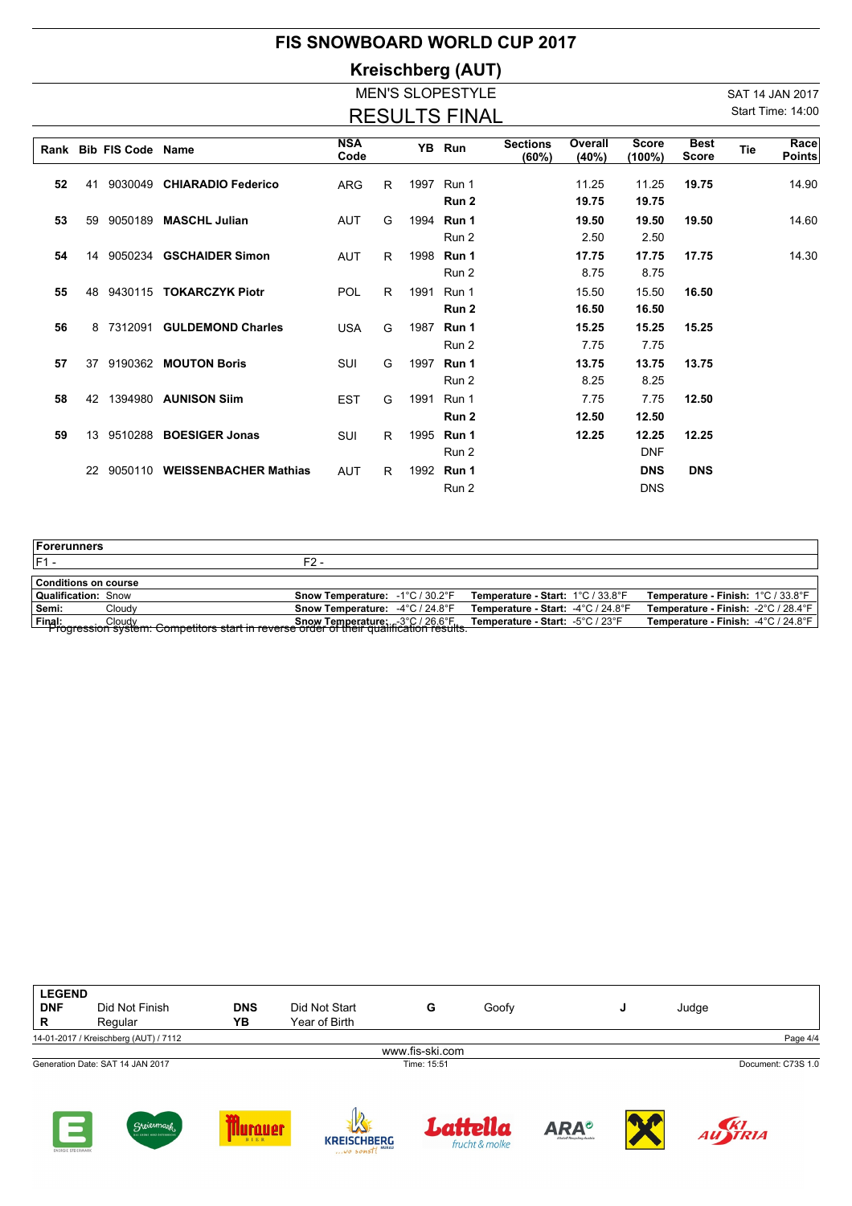# FIS SNOWBOARD WORLD CUP 2017

## Kreischberg (AUT)

### MEN'S SLOPESTYLE

### RESULTS FINAL

SAT 14 JAN 2017

Start Time: 14:00

| Rank | Bib | FIS Code | Name | NSA Code | | YB | Run | Sections (60%) | Overall (40%) | Score (100%) | Best Score | Tie | Race Points |
|---|---|---|---|---|---|---|---|---|---|---|---|---|---|
| 52 | 41 | 9030049 | **CHIARADIO Federico** | ARG | R | 1997 | Run 1 | | 11.25 | 11.25 | **19.75** | | 14.90 |
| | | | | | | | **Run 2** | | **19.75** | **19.75** | | | |
| 53 | 59 | 9050189 | **MASCHL Julian** | AUT | G | 1994 | **Run 1** | | **19.50** | **19.50** | **19.50** | | 14.60 |
| | | | | | | | Run 2 | | 2.50 | 2.50 | | | |
| 54 | 14 | 9050234 | **GSCHAIDER Simon** | AUT | R | 1998 | **Run 1** | | **17.75** | **17.75** | **17.75** | | 14.30 |
| | | | | | | | Run 2 | | 8.75 | 8.75 | | | |
| 55 | 48 | 9430115 | **TOKARCZYK Piotr** | POL | R | 1991 | Run 1 | | 15.50 | 15.50 | **16.50** | | |
| | | | | | | | **Run 2** | | **16.50** | **16.50** | | | |
| 56 | 8 | 7312091 | **GULDEMOND Charles** | USA | G | 1987 | **Run 1** | | **15.25** | **15.25** | **15.25** | | |
| | | | | | | | Run 2 | | 7.75 | 7.75 | | | |
| 57 | 37 | 9190362 | **MOUTON Boris** | SUI | G | 1997 | **Run 1** | | **13.75** | **13.75** | **13.75** | | |
| | | | | | | | Run 2 | | 8.25 | 8.25 | | | |
| 58 | 42 | 1394980 | **AUNISON Siim** | EST | G | 1991 | Run 1 | | 7.75 | 7.75 | **12.50** | | |
| | | | | | | | **Run 2** | | **12.50** | **12.50** | | | |
| 59 | 13 | 9510288 | **BOESIGER Jonas** | SUI | R | 1995 | **Run 1** | | **12.25** | **12.25** | **12.25** | | |
| | | | | | | | Run 2 | | | DNF | | | |
| | 22 | 9050110 | **WEISSENBACHER Mathias** | AUT | R | 1992 | **Run 1** | | | **DNS** | **DNS** | | |
| | | | | | | | Run 2 | | | DNS | | | |

**Forerunners**

F1 - F2 -

**Conditions on course**

| | | | | |
|---|---|---|---|---|
| **Qualification:** | Snow | **Snow Temperature:** -1°C / 30.2°F | **Temperature - Start:** 1°C / 33.8°F | **Temperature - Finish:** 1°C / 33.8°F |
| **Semi:** | Cloudy | **Snow Temperature:** -4°C / 24.8°F | **Temperature - Start:** -4°C / 24.8°F | **Temperature - Finish:** -2°C / 28.4°F |
| **Final:** | Cloudy | **Snow Temperature:** -3°C / 26.6°F | **Temperature - Start:** -5°C / 23°F | **Temperature - Finish:** -4°C / 24.8°F |

Progression system: Competitors start in reverse order of their qualification results.

**LEGEND**

| | | | | | | | |
|---|---|---|---|---|---|---|---|
| **DNF** | Did Not Finish | **DNS** | Did Not Start | **G** | Goofy | **J** | Judge |
| **R** | Regular | **YB** | Year of Birth | | | | |

14-01-2017 / Kreischberg (AUT) / 7112

www.fis-ski.com

Generation Date: SAT 14 JAN 2017 Time: 15:51 Document: C73S 1.0